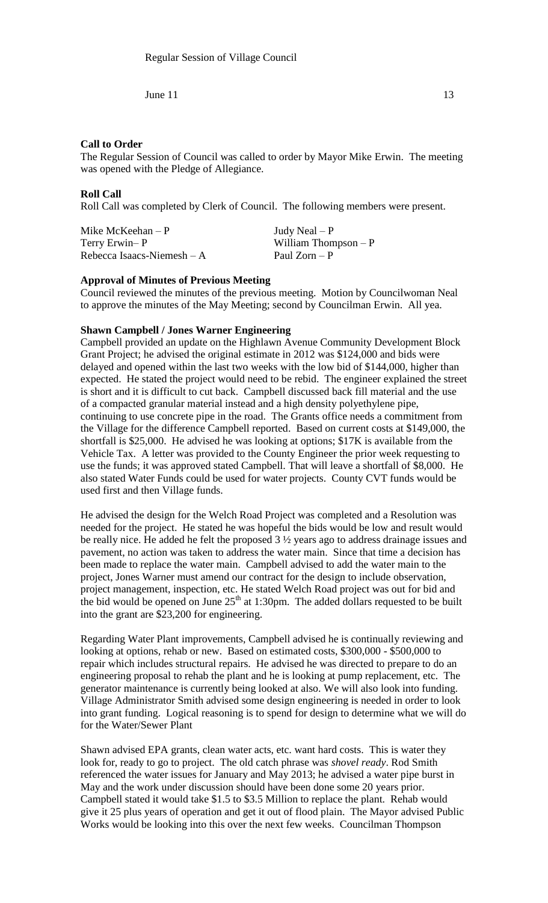Regular Session of Village Council

June 11 13

**Call to Order**

The Regular Session of Council was called to order by Mayor Mike Erwin. The meeting was opened with the Pledge of Allegiance.

**Roll Call**

Roll Call was completed by Clerk of Council. The following members were present.

| | |
|---|---|
| Mike McKeehan – P | Judy Neal – P |
| Terry Erwin– P | William Thompson – P |
| Rebecca Isaacs-Niemesh – A | Paul Zorn – P |

**Approval of Minutes of Previous Meeting**

Council reviewed the minutes of the previous meeting. Motion by Councilwoman Neal to approve the minutes of the May Meeting; second by Councilman Erwin. All yea.

**Shawn Campbell / Jones Warner Engineering**

Campbell provided an update on the Highlawn Avenue Community Development Block Grant Project; he advised the original estimate in 2012 was $124,000 and bids were delayed and opened within the last two weeks with the low bid of $144,000, higher than expected. He stated the project would need to be rebid. The engineer explained the street is short and it is difficult to cut back. Campbell discussed back fill material and the use of a compacted granular material instead and a high density polyethylene pipe, continuing to use concrete pipe in the road. The Grants office needs a commitment from the Village for the difference Campbell reported. Based on current costs at $149,000, the shortfall is $25,000. He advised he was looking at options; $17K is available from the Vehicle Tax. A letter was provided to the County Engineer the prior week requesting to use the funds; it was approved stated Campbell. That will leave a shortfall of $8,000. He also stated Water Funds could be used for water projects. County CVT funds would be used first and then Village funds.

He advised the design for the Welch Road Project was completed and a Resolution was needed for the project. He stated he was hopeful the bids would be low and result would be really nice. He added he felt the proposed 3 ½ years ago to address drainage issues and pavement, no action was taken to address the water main. Since that time a decision has been made to replace the water main. Campbell advised to add the water main to the project, Jones Warner must amend our contract for the design to include observation, project management, inspection, etc. He stated Welch Road project was out for bid and the bid would be opened on June 25th at 1:30pm. The added dollars requested to be built into the grant are $23,200 for engineering.

Regarding Water Plant improvements, Campbell advised he is continually reviewing and looking at options, rehab or new. Based on estimated costs, $300,000 - $500,000 to repair which includes structural repairs. He advised he was directed to prepare to do an engineering proposal to rehab the plant and he is looking at pump replacement, etc. The generator maintenance is currently being looked at also. We will also look into funding. Village Administrator Smith advised some design engineering is needed in order to look into grant funding. Logical reasoning is to spend for design to determine what we will do for the Water/Sewer Plant

Shawn advised EPA grants, clean water acts, etc. want hard costs. This is water they look for, ready to go to project. The old catch phrase was *shovel ready*. Rod Smith referenced the water issues for January and May 2013; he advised a water pipe burst in May and the work under discussion should have been done some 20 years prior. Campbell stated it would take $1.5 to $3.5 Million to replace the plant. Rehab would give it 25 plus years of operation and get it out of flood plain. The Mayor advised Public Works would be looking into this over the next few weeks. Councilman Thompson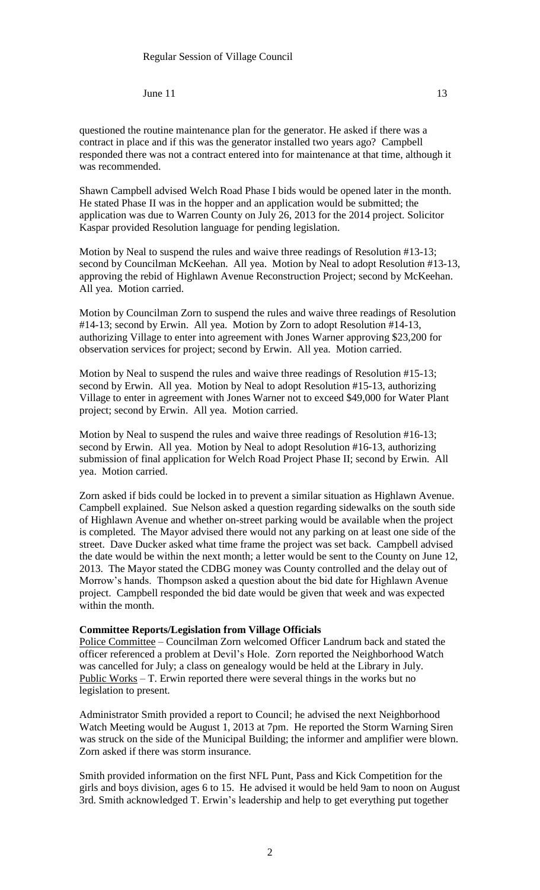questioned the routine maintenance plan for the generator. He asked if there was a contract in place and if this was the generator installed two years ago? Campbell responded there was not a contract entered into for maintenance at that time, although it was recommended.

Shawn Campbell advised Welch Road Phase I bids would be opened later in the month. He stated Phase II was in the hopper and an application would be submitted; the application was due to Warren County on July 26, 2013 for the 2014 project. Solicitor Kaspar provided Resolution language for pending legislation.

Motion by Neal to suspend the rules and waive three readings of Resolution #13-13; second by Councilman McKeehan. All yea. Motion by Neal to adopt Resolution #13-13, approving the rebid of Highlawn Avenue Reconstruction Project; second by McKeehan. All yea. Motion carried.

Motion by Councilman Zorn to suspend the rules and waive three readings of Resolution #14-13; second by Erwin. All yea. Motion by Zorn to adopt Resolution #14-13, authorizing Village to enter into agreement with Jones Warner approving $23,200 for observation services for project; second by Erwin. All yea. Motion carried.

Motion by Neal to suspend the rules and waive three readings of Resolution #15-13; second by Erwin. All yea. Motion by Neal to adopt Resolution #15-13, authorizing Village to enter in agreement with Jones Warner not to exceed $49,000 for Water Plant project; second by Erwin. All yea. Motion carried.

Motion by Neal to suspend the rules and waive three readings of Resolution #16-13; second by Erwin. All yea. Motion by Neal to adopt Resolution #16-13, authorizing submission of final application for Welch Road Project Phase II; second by Erwin. All yea. Motion carried.

Zorn asked if bids could be locked in to prevent a similar situation as Highlawn Avenue. Campbell explained. Sue Nelson asked a question regarding sidewalks on the south side of Highlawn Avenue and whether on-street parking would be available when the project is completed. The Mayor advised there would not any parking on at least one side of the street. Dave Ducker asked what time frame the project was set back. Campbell advised the date would be within the next month; a letter would be sent to the County on June 12, 2013. The Mayor stated the CDBG money was County controlled and the delay out of Morrow's hands. Thompson asked a question about the bid date for Highlawn Avenue project. Campbell responded the bid date would be given that week and was expected within the month.

**Committee Reports/Legislation from Village Officials**

Police Committee – Councilman Zorn welcomed Officer Landrum back and stated the officer referenced a problem at Devil's Hole. Zorn reported the Neighborhood Watch was cancelled for July; a class on genealogy would be held at the Library in July.

Public Works – T. Erwin reported there were several things in the works but no legislation to present.

Administrator Smith provided a report to Council; he advised the next Neighborhood Watch Meeting would be August 1, 2013 at 7pm. He reported the Storm Warning Siren was struck on the side of the Municipal Building; the informer and amplifier were blown. Zorn asked if there was storm insurance.

Smith provided information on the first NFL Punt, Pass and Kick Competition for the girls and boys division, ages 6 to 15. He advised it would be held 9am to noon on August 3rd. Smith acknowledged T. Erwin's leadership and help to get everything put together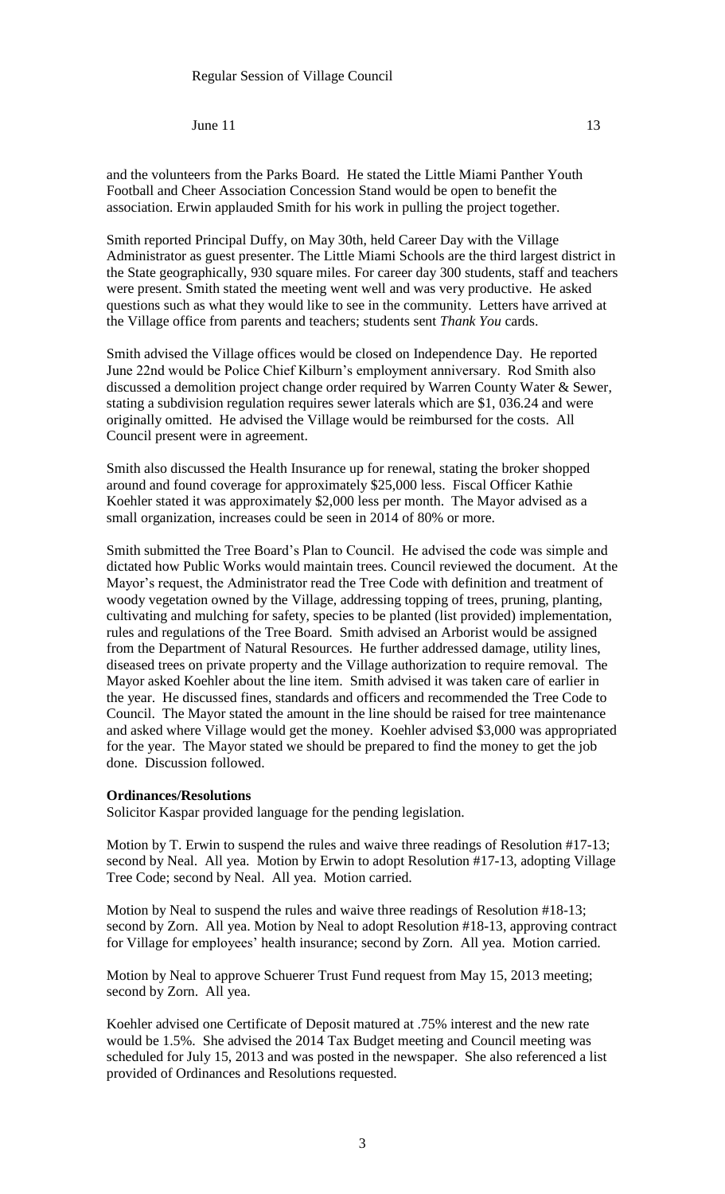and the volunteers from the Parks Board. He stated the Little Miami Panther Youth Football and Cheer Association Concession Stand would be open to benefit the association. Erwin applauded Smith for his work in pulling the project together.

Smith reported Principal Duffy, on May 30th, held Career Day with the Village Administrator as guest presenter. The Little Miami Schools are the third largest district in the State geographically, 930 square miles. For career day 300 students, staff and teachers were present. Smith stated the meeting went well and was very productive. He asked questions such as what they would like to see in the community. Letters have arrived at the Village office from parents and teachers; students sent *Thank You* cards.

Smith advised the Village offices would be closed on Independence Day. He reported June 22nd would be Police Chief Kilburn's employment anniversary. Rod Smith also discussed a demolition project change order required by Warren County Water & Sewer, stating a subdivision regulation requires sewer laterals which are $1, 036.24 and were originally omitted. He advised the Village would be reimbursed for the costs. All Council present were in agreement.

Smith also discussed the Health Insurance up for renewal, stating the broker shopped around and found coverage for approximately $25,000 less. Fiscal Officer Kathie Koehler stated it was approximately $2,000 less per month. The Mayor advised as a small organization, increases could be seen in 2014 of 80% or more.

Smith submitted the Tree Board's Plan to Council. He advised the code was simple and dictated how Public Works would maintain trees. Council reviewed the document. At the Mayor's request, the Administrator read the Tree Code with definition and treatment of woody vegetation owned by the Village, addressing topping of trees, pruning, planting, cultivating and mulching for safety, species to be planted (list provided) implementation, rules and regulations of the Tree Board. Smith advised an Arborist would be assigned from the Department of Natural Resources. He further addressed damage, utility lines, diseased trees on private property and the Village authorization to require removal. The Mayor asked Koehler about the line item. Smith advised it was taken care of earlier in the year. He discussed fines, standards and officers and recommended the Tree Code to Council. The Mayor stated the amount in the line should be raised for tree maintenance and asked where Village would get the money. Koehler advised $3,000 was appropriated for the year. The Mayor stated we should be prepared to find the money to get the job done. Discussion followed.

**Ordinances/Resolutions**

Solicitor Kaspar provided language for the pending legislation.

Motion by T. Erwin to suspend the rules and waive three readings of Resolution #17-13; second by Neal. All yea. Motion by Erwin to adopt Resolution #17-13, adopting Village Tree Code; second by Neal. All yea. Motion carried.

Motion by Neal to suspend the rules and waive three readings of Resolution #18-13; second by Zorn. All yea. Motion by Neal to adopt Resolution #18-13, approving contract for Village for employees' health insurance; second by Zorn. All yea. Motion carried.

Motion by Neal to approve Schuerer Trust Fund request from May 15, 2013 meeting; second by Zorn. All yea.

Koehler advised one Certificate of Deposit matured at .75% interest and the new rate would be 1.5%. She advised the 2014 Tax Budget meeting and Council meeting was scheduled for July 15, 2013 and was posted in the newspaper. She also referenced a list provided of Ordinances and Resolutions requested.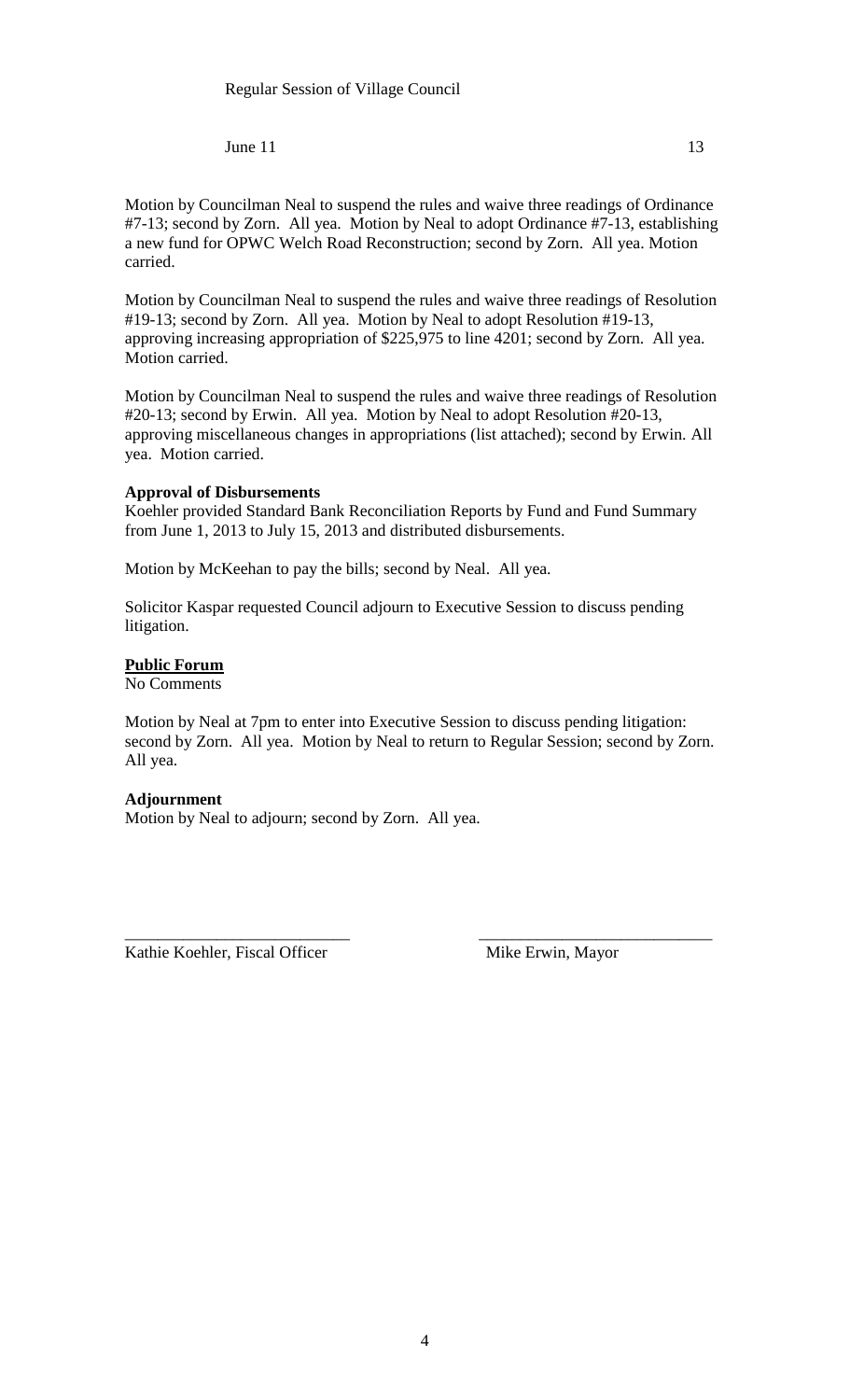Motion by Councilman Neal to suspend the rules and waive three readings of Ordinance #7-13; second by Zorn. All yea. Motion by Neal to adopt Ordinance #7-13, establishing a new fund for OPWC Welch Road Reconstruction; second by Zorn. All yea. Motion carried.

Motion by Councilman Neal to suspend the rules and waive three readings of Resolution #19-13; second by Zorn. All yea. Motion by Neal to adopt Resolution #19-13, approving increasing appropriation of $225,975 to line 4201; second by Zorn. All yea. Motion carried.

Motion by Councilman Neal to suspend the rules and waive three readings of Resolution #20-13; second by Erwin. All yea. Motion by Neal to adopt Resolution #20-13, approving miscellaneous changes in appropriations (list attached); second by Erwin. All yea. Motion carried.

**Approval of Disbursements**
Koehler provided Standard Bank Reconciliation Reports by Fund and Fund Summary from June 1, 2013 to July 15, 2013 and distributed disbursements.

Motion by McKeehan to pay the bills; second by Neal. All yea.

Solicitor Kaspar requested Council adjourn to Executive Session to discuss pending litigation.

**Public Forum**
No Comments

Motion by Neal at 7pm to enter into Executive Session to discuss pending litigation: second by Zorn. All yea. Motion by Neal to return to Regular Session; second by Zorn. All yea.

**Adjournment**
Motion by Neal to adjourn; second by Zorn. All yea.

\_\_\_\_\_\_\_\_\_\_\_\_\_\_\_\_\_\_\_\_\_\_\_\_\_\_\_ \_\_\_\_\_\_\_\_\_\_\_\_\_\_\_\_\_\_\_\_\_\_\_\_\_\_\_\_

Kathie Koehler, Fiscal Officer Mike Erwin, Mayor